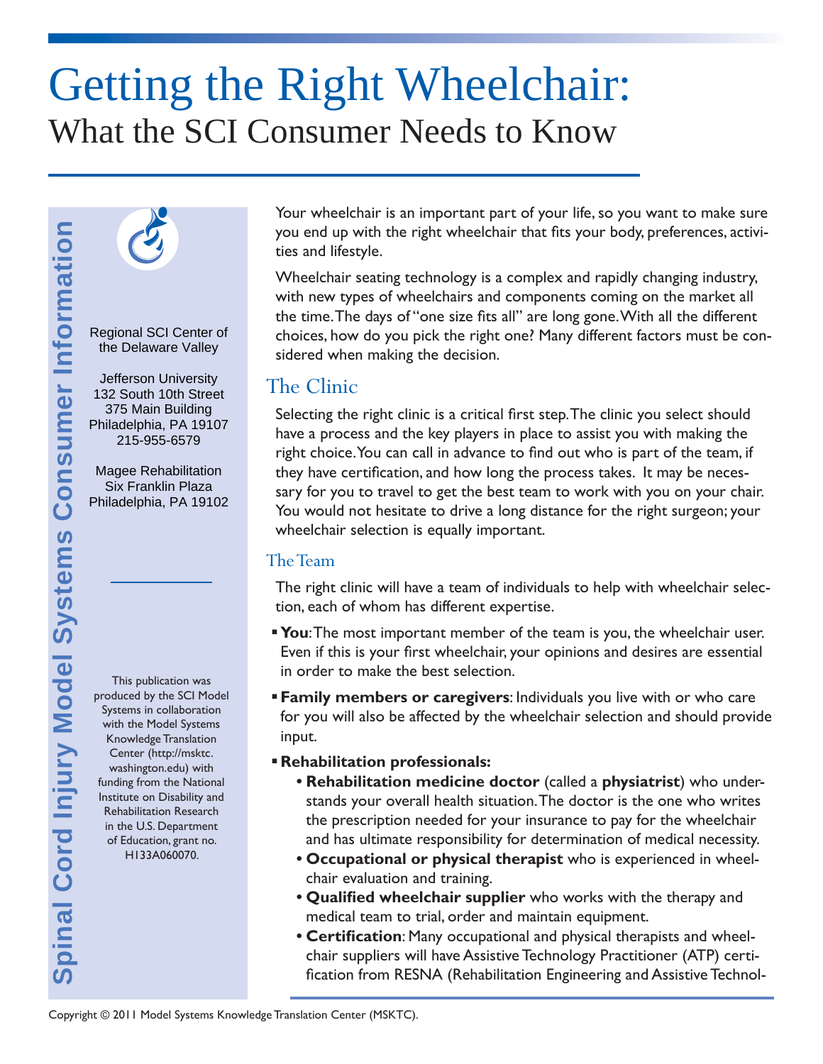# Getting the Right Wheelchair:

## What the SCI Consumer Needs to Know

Spinal Cord Injury Model Systems Consumer Information

Regional SCI Center of the Delaware Valley

Jefferson University
132 South 10th Street
375 Main Building
Philadelphia, PA 19107
215-955-6579

Magee Rehabilitation
Six Franklin Plaza
Philadelphia, PA 19102

This publication was produced by the SCI Model Systems in collaboration with the Model Systems Knowledge Translation Center (http://msktc.washington.edu) with funding from the National Institute on Disability and Rehabilitation Research in the U.S. Department of Education, grant no. H133A060070.

Your wheelchair is an important part of your life, so you want to make sure you end up with the right wheelchair that fits your body, preferences, activities and lifestyle.

Wheelchair seating technology is a complex and rapidly changing industry, with new types of wheelchairs and components coming on the market all the time. The days of "one size fits all" are long gone. With all the different choices, how do you pick the right one? Many different factors must be considered when making the decision.

## The Clinic

Selecting the right clinic is a critical first step. The clinic you select should have a process and the key players in place to assist you with making the right choice. You can call in advance to find out who is part of the team, if they have certification, and how long the process takes. It may be necessary for you to travel to get the best team to work with you on your chair. You would not hesitate to drive a long distance for the right surgeon; your wheelchair selection is equally important.

### The Team

The right clinic will have a team of individuals to help with wheelchair selection, each of whom has different expertise.

- **You**: The most important member of the team is you, the wheelchair user. Even if this is your first wheelchair, your opinions and desires are essential in order to make the best selection.
- **Family members or caregivers**: Individuals you live with or who care for you will also be affected by the wheelchair selection and should provide input.
- **Rehabilitation professionals:**
  - **Rehabilitation medicine doctor** (called a **physiatrist**) who understands your overall health situation. The doctor is the one who writes the prescription needed for your insurance to pay for the wheelchair and has ultimate responsibility for determination of medical necessity.
  - **Occupational or physical therapist** who is experienced in wheelchair evaluation and training.
  - **Qualified wheelchair supplier** who works with the therapy and medical team to trial, order and maintain equipment.
  - **Certification**: Many occupational and physical therapists and wheelchair suppliers will have Assistive Technology Practitioner (ATP) certification from RESNA (Rehabilitation Engineering and Assistive Technol-

Copyright © 2011 Model Systems Knowledge Translation Center (MSKTC).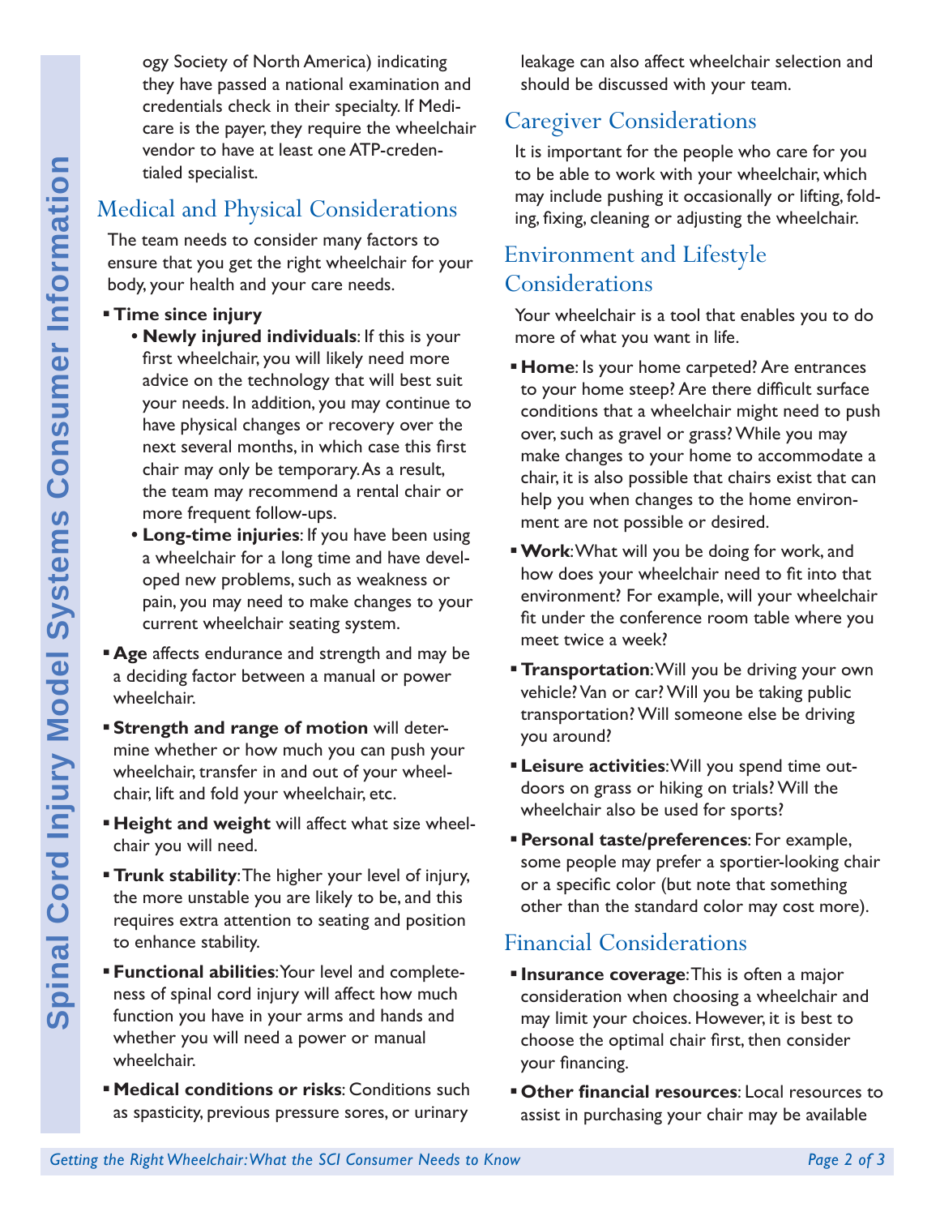ogy Society of North America) indicating they have passed a national examination and credentials check in their specialty. If Medicare is the payer, they require the wheelchair vendor to have at least one ATP-credentialed specialist.

## Medical and Physical Considerations

The team needs to consider many factors to ensure that you get the right wheelchair for your body, your health and your care needs.

- **Time since injury**
  - **Newly injured individuals**: If this is your first wheelchair, you will likely need more advice on the technology that will best suit your needs. In addition, you may continue to have physical changes or recovery over the next several months, in which case this first chair may only be temporary. As a result, the team may recommend a rental chair or more frequent follow-ups.
  - **Long-time injuries**: If you have been using a wheelchair for a long time and have developed new problems, such as weakness or pain, you may need to make changes to your current wheelchair seating system.
- **Age** affects endurance and strength and may be a deciding factor between a manual or power wheelchair.
- **Strength and range of motion** will determine whether or how much you can push your wheelchair, transfer in and out of your wheelchair, lift and fold your wheelchair, etc.
- **Height and weight** will affect what size wheelchair you will need.
- **Trunk stability**: The higher your level of injury, the more unstable you are likely to be, and this requires extra attention to seating and position to enhance stability.
- **Functional abilities**: Your level and completeness of spinal cord injury will affect how much function you have in your arms and hands and whether you will need a power or manual wheelchair.
- **Medical conditions or risks**: Conditions such as spasticity, previous pressure sores, or urinary leakage can also affect wheelchair selection and should be discussed with your team.

## Caregiver Considerations

It is important for the people who care for you to be able to work with your wheelchair, which may include pushing it occasionally or lifting, folding, fixing, cleaning or adjusting the wheelchair.

## Environment and Lifestyle Considerations

Your wheelchair is a tool that enables you to do more of what you want in life.

- **Home**: Is your home carpeted? Are entrances to your home steep? Are there difficult surface conditions that a wheelchair might need to push over, such as gravel or grass? While you may make changes to your home to accommodate a chair, it is also possible that chairs exist that can help you when changes to the home environment are not possible or desired.
- **Work**: What will you be doing for work, and how does your wheelchair need to fit into that environment? For example, will your wheelchair fit under the conference room table where you meet twice a week?
- **Transportation**: Will you be driving your own vehicle? Van or car? Will you be taking public transportation? Will someone else be driving you around?
- **Leisure activities**: Will you spend time outdoors on grass or hiking on trials? Will the wheelchair also be used for sports?
- **Personal taste/preferences**: For example, some people may prefer a sportier-looking chair or a specific color (but note that something other than the standard color may cost more).

## Financial Considerations

- **Insurance coverage**: This is often a major consideration when choosing a wheelchair and may limit your choices. However, it is best to choose the optimal chair first, then consider your financing.
- **Other financial resources**: Local resources to assist in purchasing your chair may be available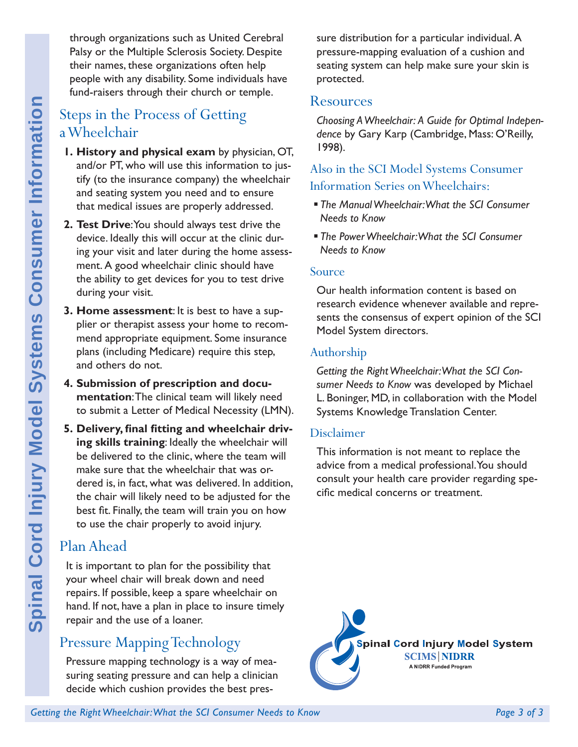through organizations such as United Cerebral Palsy or the Multiple Sclerosis Society. Despite their names, these organizations often help people with any disability. Some individuals have fund-raisers through their church or temple.

## Steps in the Process of Getting a Wheelchair

1. **History and physical exam** by physician, OT, and/or PT, who will use this information to justify (to the insurance company) the wheelchair and seating system you need and to ensure that medical issues are properly addressed.
2. **Test Drive**: You should always test drive the device. Ideally this will occur at the clinic during your visit and later during the home assessment. A good wheelchair clinic should have the ability to get devices for you to test drive during your visit.
3. **Home assessment**: It is best to have a supplier or therapist assess your home to recommend appropriate equipment. Some insurance plans (including Medicare) require this step, and others do not.
4. **Submission of prescription and documentation**: The clinical team will likely need to submit a Letter of Medical Necessity (LMN).
5. **Delivery, final fitting and wheelchair driving skills training**: Ideally the wheelchair will be delivered to the clinic, where the team will make sure that the wheelchair that was ordered is, in fact, what was delivered. In addition, the chair will likely need to be adjusted for the best fit. Finally, the team will train you on how to use the chair properly to avoid injury.

## Plan Ahead

It is important to plan for the possibility that your wheel chair will break down and need repairs. If possible, keep a spare wheelchair on hand. If not, have a plan in place to insure timely repair and the use of a loaner.

## Pressure Mapping Technology

Pressure mapping technology is a way of measuring seating pressure and can help a clinician decide which cushion provides the best pressure distribution for a particular individual. A pressure-mapping evaluation of a cushion and seating system can help make sure your skin is protected.

## Resources

*Choosing A Wheelchair: A Guide for Optimal Independence* by Gary Karp (Cambridge, Mass: O'Reilly, 1998).

## Also in the SCI Model Systems Consumer Information Series on Wheelchairs:

- *The Manual Wheelchair: What the SCI Consumer Needs to Know*
- *The Power Wheelchair: What the SCI Consumer Needs to Know*

## Source

Our health information content is based on research evidence whenever available and represents the consensus of expert opinion of the SCI Model System directors.

## Authorship

*Getting the Right Wheelchair: What the SCI Consumer Needs to Know* was developed by Michael L. Boninger, MD, in collaboration with the Model Systems Knowledge Translation Center.

## Disclaimer

This information is not meant to replace the advice from a medical professional. You should consult your health care provider regarding specific medical concerns or treatment.

Spinal Cord Injury Model System
SCIMS | NIDRR
A NIDRR Funded Program